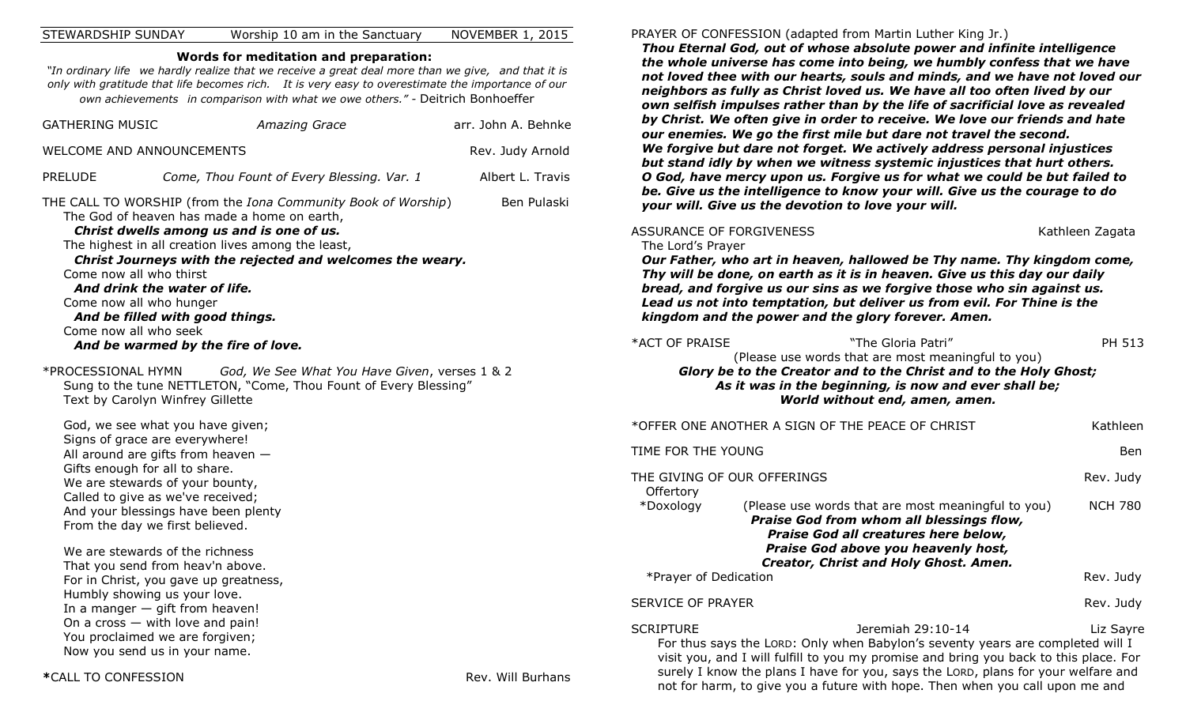STEWARDSHIP SUNDAY — Worship 10 am in the Sanctuary — NOVEMBER 1, 2015

**Words for meditation and preparation:**

*"In ordinary life we hardly realize that we receive a great deal more than we give, and that it is only with gratitude that life becomes rich. It is very easy to overestimate the importance of our own achievements in comparison with what we owe others."* - Deitrich Bonhoeffer

GATHERING MUSIC — *Amazing Grace* — arr. John A. Behnke

WELCOME AND ANNOUNCEMENTS — Rev. Judy Arnold

PRELUDE — *Come, Thou Fount of Every Blessing. Var. 1* — Albert L. Travis

THE CALL TO WORSHIP (from the *Iona Community Book of Worship*) — Ben Pulaski

The God of heaven has made a home on earth,
***Christ dwells among us and is one of us.***
The highest in all creation lives among the least,
***Christ Journeys with the rejected and welcomes the weary.***
Come now all who thirst
***And drink the water of life.***
Come now all who hunger
***And be filled with good things.***
Come now all who seek
***And be warmed by the fire of love.***

*PROCESSIONAL HYMN — *God, We See What You Have Given*, verses 1 & 2
Sung to the tune NETTLETON, "Come, Thou Fount of Every Blessing"
Text by Carolyn Winfrey Gillette

God, we see what you have given;
Signs of grace are everywhere!
All around are gifts from heaven —
Gifts enough for all to share.
We are stewards of your bounty,
Called to give as we've received;
And your blessings have been plenty
From the day we first believed.

We are stewards of the richness
That you send from heav'n above.
For in Christ, you gave up greatness,
Humbly showing us your love.
In a manger — gift from heaven!
On a cross — with love and pain!
You proclaimed we are forgiven;
Now you send us in your name.

***CALL TO CONFESSION** — Rev. Will Burhans

PRAYER OF CONFESSION (adapted from Martin Luther King Jr.)

***Thou Eternal God, out of whose absolute power and infinite intelligence the whole universe has come into being, we humbly confess that we have not loved thee with our hearts, souls and minds, and we have not loved our neighbors as fully as Christ loved us. We have all too often lived by our own selfish impulses rather than by the life of sacrificial love as revealed by Christ. We often give in order to receive. We love our friends and hate our enemies. We go the first mile but dare not travel the second. We forgive but dare not forget. We actively address personal injustices but stand idly by when we witness systemic injustices that hurt others. O God, have mercy upon us. Forgive us for what we could be but failed to be. Give us the intelligence to know your will. Give us the courage to do your will. Give us the devotion to love your will.***

ASSURANCE OF FORGIVENESS — Kathleen Zagata

The Lord's Prayer

***Our Father, who art in heaven, hallowed be Thy name. Thy kingdom come, Thy will be done, on earth as it is in heaven. Give us this day our daily bread, and forgive us our sins as we forgive those who sin against us. Lead us not into temptation, but deliver us from evil. For Thine is the kingdom and the power and the glory forever. Amen.***

*ACT OF PRAISE — "The Gloria Patri" — PH 513
(Please use words that are most meaningful to you)
***Glory be to the Creator and to the Christ and to the Holy Ghost;***
***As it was in the beginning, is now and ever shall be;***
***World without end, amen, amen.***

*OFFER ONE ANOTHER A SIGN OF THE PEACE OF CHRIST — Kathleen

TIME FOR THE YOUNG — Ben

THE GIVING OF OUR OFFERINGS — Rev. Judy

Offertory

*Doxology — (Please use words that are most meaningful to you) — NCH 780
***Praise God from whom all blessings flow,***
***Praise God all creatures here below,***
***Praise God above you heavenly host,***
***Creator, Christ and Holy Ghost. Amen.***

*Prayer of Dedication — Rev. Judy

SERVICE OF PRAYER — Rev. Judy

SCRIPTURE — Jeremiah 29:10-14 — Liz Sayre

For thus says the LORD: Only when Babylon's seventy years are completed will I visit you, and I will fulfill to you my promise and bring you back to this place. For surely I know the plans I have for you, says the LORD, plans for your welfare and not for harm, to give you a future with hope. Then when you call upon me and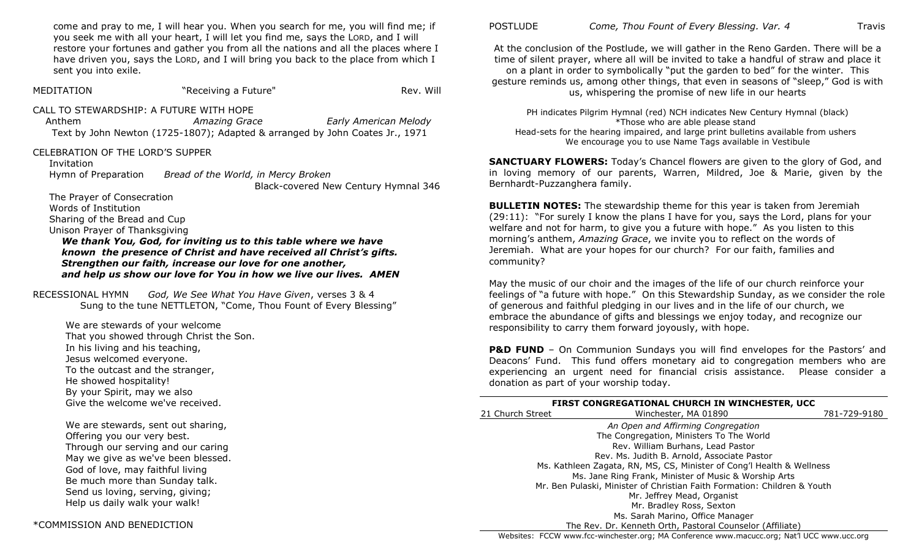come and pray to me, I will hear you. When you search for me, you will find me; if you seek me with all your heart, I will let you find me, says the LORD, and I will restore your fortunes and gather you from all the nations and all the places where I have driven you, says the LORD, and I will bring you back to the place from which I sent you into exile.

MEDITATION "Receiving a Future" Rev. Will

CALL TO STEWARDSHIP: A FUTURE WITH HOPE

Anthem *Amazing Grace* *Early American Melody*

Text by John Newton (1725-1807); Adapted & arranged by John Coates Jr., 1971

CELEBRATION OF THE LORD'S SUPPER

Invitation

Hymn of Preparation *Bread of the World, in Mercy Broken*

Black-covered New Century Hymnal 346

The Prayer of Consecration

Words of Institution

Sharing of the Bread and Cup

Unison Prayer of Thanksgiving

***We thank You, God, for inviting us to this table where we have known the presence of Christ and have received all Christ's gifts. Strengthen our faith, increase our love for one another, and help us show our love for You in how we live our lives. AMEN***

RECESSIONAL HYMN *God, We See What You Have Given*, verses 3 & 4

Sung to the tune NETTLETON, "Come, Thou Fount of Every Blessing"

We are stewards of your welcome
That you showed through Christ the Son.
In his living and his teaching,
Jesus welcomed everyone.
To the outcast and the stranger,
He showed hospitality!
By your Spirit, may we also
Give the welcome we've received.

We are stewards, sent out sharing,
Offering you our very best.
Through our serving and our caring
May we give as we've been blessed.
God of love, may faithful living
Be much more than Sunday talk.
Send us loving, serving, giving;
Help us daily walk your walk!

*COMMISSION AND BENEDICTION

POSTLUDE *Come, Thou Fount of Every Blessing. Var. 4* Travis

At the conclusion of the Postlude, we will gather in the Reno Garden. There will be a time of silent prayer, where all will be invited to take a handful of straw and place it on a plant in order to symbolically "put the garden to bed" for the winter. This gesture reminds us, among other things, that even in seasons of "sleep," God is with us, whispering the promise of new life in our hearts

PH indicates Pilgrim Hymnal (red) NCH indicates New Century Hymnal (black)
*Those who are able please stand
Head-sets for the hearing impaired, and large print bulletins available from ushers
We encourage you to use Name Tags available in Vestibule

**SANCTUARY FLOWERS:** Today's Chancel flowers are given to the glory of God, and in loving memory of our parents, Warren, Mildred, Joe & Marie, given by the Bernhardt-Puzzanghera family.

**BULLETIN NOTES:** The stewardship theme for this year is taken from Jeremiah (29:11): "For surely I know the plans I have for you, says the Lord, plans for your welfare and not for harm, to give you a future with hope." As you listen to this morning's anthem, *Amazing Grace*, we invite you to reflect on the words of Jeremiah. What are your hopes for our church? For our faith, families and community?

May the music of our choir and the images of the life of our church reinforce your feelings of "a future with hope." On this Stewardship Sunday, as we consider the role of generous and faithful pledging in our lives and in the life of our church, we embrace the abundance of gifts and blessings we enjoy today, and recognize our responsibility to carry them forward joyously, with hope.

**P&D FUND** – On Communion Sundays you will find envelopes for the Pastors' and Deacons' Fund. This fund offers monetary aid to congregation members who are experiencing an urgent need for financial crisis assistance. Please consider a donation as part of your worship today.

**FIRST CONGREGATIONAL CHURCH IN WINCHESTER, UCC**

21 Church Street Winchester, MA 01890 781-729-9180

*An Open and Affirming Congregation*
The Congregation, Ministers To The World
Rev. William Burhans, Lead Pastor
Rev. Ms. Judith B. Arnold, Associate Pastor
Ms. Kathleen Zagata, RN, MS, CS, Minister of Cong'l Health & Wellness
Ms. Jane Ring Frank, Minister of Music & Worship Arts
Mr. Ben Pulaski, Minister of Christian Faith Formation: Children & Youth
Mr. Jeffrey Mead, Organist
Mr. Bradley Ross, Sexton
Ms. Sarah Marino, Office Manager
The Rev. Dr. Kenneth Orth, Pastoral Counselor (Affiliate)

Websites: FCCW www.fcc-winchester.org; MA Conference www.macucc.org; Nat'l UCC www.ucc.org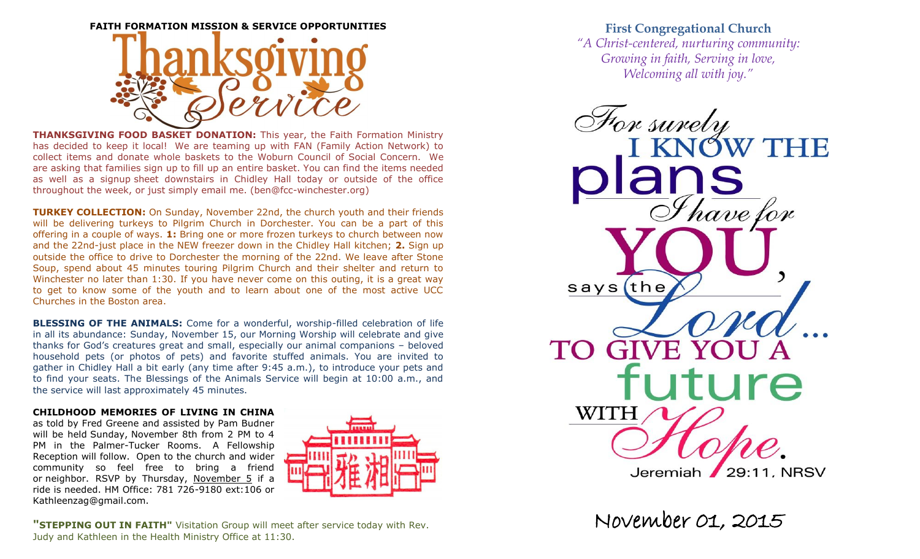**FAITH FORMATION MISSION & SERVICE OPPORTUNITIES**

# Thanksgiving Service

**THANKSGIVING FOOD BASKET DONATION:** This year, the Faith Formation Ministry has decided to keep it local! We are teaming up with FAN (Family Action Network) to collect items and donate whole baskets to the Woburn Council of Social Concern. We are asking that families sign up to fill up an entire basket. You can find the items needed as well as a signup sheet downstairs in Chidley Hall today or outside of the office throughout the week, or just simply email me. (ben@fcc-winchester.org)

**TURKEY COLLECTION:** On Sunday, November 22nd, the church youth and their friends will be delivering turkeys to Pilgrim Church in Dorchester. You can be a part of this offering in a couple of ways. **1:** Bring one or more frozen turkeys to church between now and the 22nd-just place in the NEW freezer down in the Chidley Hall kitchen; **2.** Sign up outside the office to drive to Dorchester the morning of the 22nd. We leave after Stone Soup, spend about 45 minutes touring Pilgrim Church and their shelter and return to Winchester no later than 1:30. If you have never come on this outing, it is a great way to get to know some of the youth and to learn about one of the most active UCC Churches in the Boston area.

**BLESSING OF THE ANIMALS:** Come for a wonderful, worship-filled celebration of life in all its abundance: Sunday, November 15, our Morning Worship will celebrate and give thanks for God's creatures great and small, especially our animal companions – beloved household pets (or photos of pets) and favorite stuffed animals. You are invited to gather in Chidley Hall a bit early (any time after 9:45 a.m.), to introduce your pets and to find your seats. The Blessings of the Animals Service will begin at 10:00 a.m., and the service will last approximately 45 minutes.

**CHILDHOOD MEMORIES OF LIVING IN CHINA** as told by Fred Greene and assisted by Pam Budner will be held Sunday, November 8th from 2 PM to 4 PM in the Palmer-Tucker Rooms. A Fellowship Reception will follow. Open to the church and wider community so feel free to bring a friend or neighbor. RSVP by Thursday, November 5 if a ride is needed. HM Office: 781 726-9180 ext:106 or Kathleenzag@gmail.com.

雅湘

**"STEPPING OUT IN FAITH"** Visitation Group will meet after service today with Rev. Judy and Kathleen in the Health Ministry Office at 11:30.

## First Congregational Church

*"A Christ-centered, nurturing community: Growing in faith, Serving in love, Welcoming all with joy."*

For surely I KNOW THE plans I have for YOU, says the Lord... TO GIVE YOU A future WITH Hope.

Jeremiah 29:11, NRSV

November 01, 2015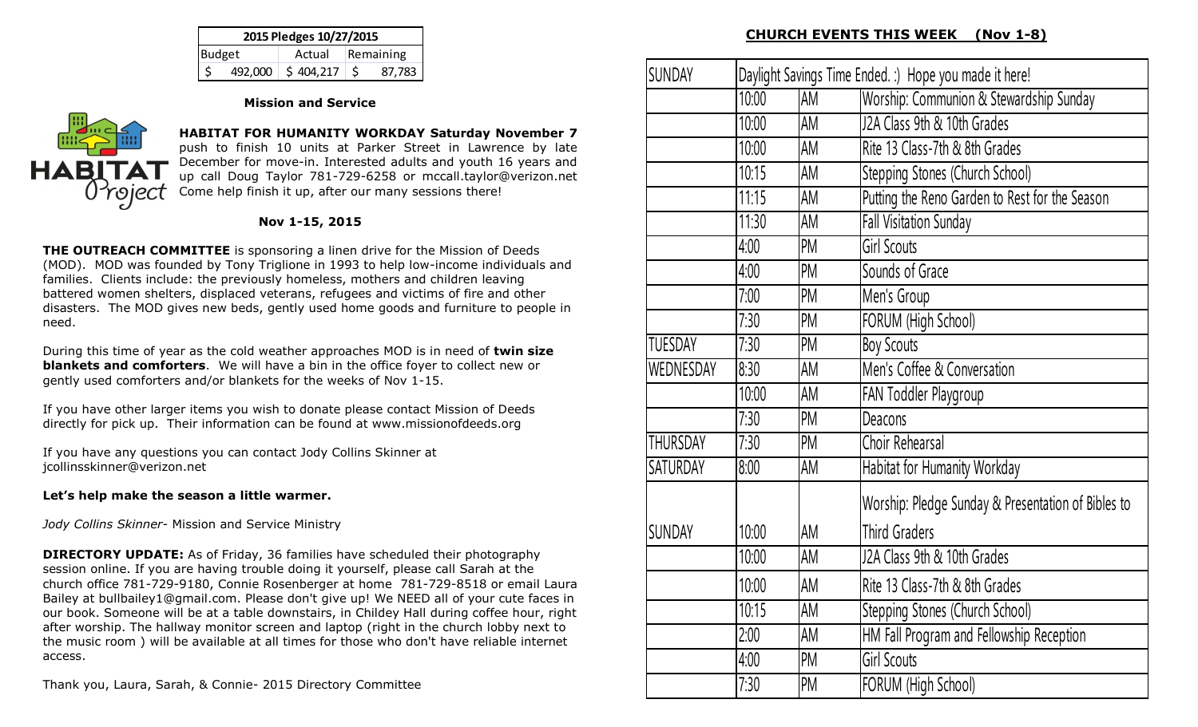| 2015 Pledges 10/27/2015 | | |
|---|---|---|
| Budget | Actual | Remaining |
| $ 492,000 | $ 404,217 | $ 87,783 |

**Mission and Service**

**HABITAT FOR HUMANITY WORKDAY Saturday November 7** push to finish 10 units at Parker Street in Lawrence by late December for move-in. Interested adults and youth 16 years and up call Doug Taylor 781-729-6258 or mccall.taylor@verizon.net Come help finish it up, after our many sessions there!

**Nov 1-15, 2015**

**THE OUTREACH COMMITTEE** is sponsoring a linen drive for the Mission of Deeds (MOD). MOD was founded by Tony Triglione in 1993 to help low-income individuals and families. Clients include: the previously homeless, mothers and children leaving battered women shelters, displaced veterans, refugees and victims of fire and other disasters. The MOD gives new beds, gently used home goods and furniture to people in need.

During this time of year as the cold weather approaches MOD is in need of **twin size blankets and comforters**. We will have a bin in the office foyer to collect new or gently used comforters and/or blankets for the weeks of Nov 1-15.

If you have other larger items you wish to donate please contact Mission of Deeds directly for pick up. Their information can be found at www.missionofdeeds.org

If you have any questions you can contact Jody Collins Skinner at jcollinsskinner@verizon.net

**Let's help make the season a little warmer.**

*Jody Collins Skinner*- Mission and Service Ministry

**DIRECTORY UPDATE:** As of Friday, 36 families have scheduled their photography session online. If you are having trouble doing it yourself, please call Sarah at the church office 781-729-9180, Connie Rosenberger at home 781-729-8518 or email Laura Bailey at bullbailey1@gmail.com. Please don't give up! We NEED all of your cute faces in our book. Someone will be at a table downstairs, in Childey Hall during coffee hour, right after worship. The hallway monitor screen and laptop (right in the church lobby next to the music room ) will be available at all times for those who don't have reliable internet access.

Thank you, Laura, Sarah, & Connie- 2015 Directory Committee

## CHURCH EVENTS THIS WEEK (Nov 1-8)

| | | | |
|---|---|---|---|
| SUNDAY | Daylight Savings Time Ended. :) Hope you made it here! | | |
| | 10:00 | AM | Worship: Communion & Stewardship Sunday |
| | 10:00 | AM | J2A Class 9th & 10th Grades |
| | 10:00 | AM | Rite 13 Class-7th & 8th Grades |
| | 10:15 | AM | Stepping Stones (Church School) |
| | 11:15 | AM | Putting the Reno Garden to Rest for the Season |
| | 11:30 | AM | Fall Visitation Sunday |
| | 4:00 | PM | Girl Scouts |
| | 4:00 | PM | Sounds of Grace |
| | 7:00 | PM | Men's Group |
| | 7:30 | PM | FORUM (High School) |
| TUESDAY | 7:30 | PM | Boy Scouts |
| WEDNESDAY | 8:30 | AM | Men's Coffee & Conversation |
| | 10:00 | AM | FAN Toddler Playgroup |
| | 7:30 | PM | Deacons |
| THURSDAY | 7:30 | PM | Choir Rehearsal |
| SATURDAY | 8:00 | AM | Habitat for Humanity Workday |
| SUNDAY | 10:00 | AM | Worship: Pledge Sunday & Presentation of Bibles to Third Graders |
| | 10:00 | AM | J2A Class 9th & 10th Grades |
| | 10:00 | AM | Rite 13 Class-7th & 8th Grades |
| | 10:15 | AM | Stepping Stones (Church School) |
| | 2:00 | AM | HM Fall Program and Fellowship Reception |
| | 4:00 | PM | Girl Scouts |
| | 7:30 | PM | FORUM (High School) |